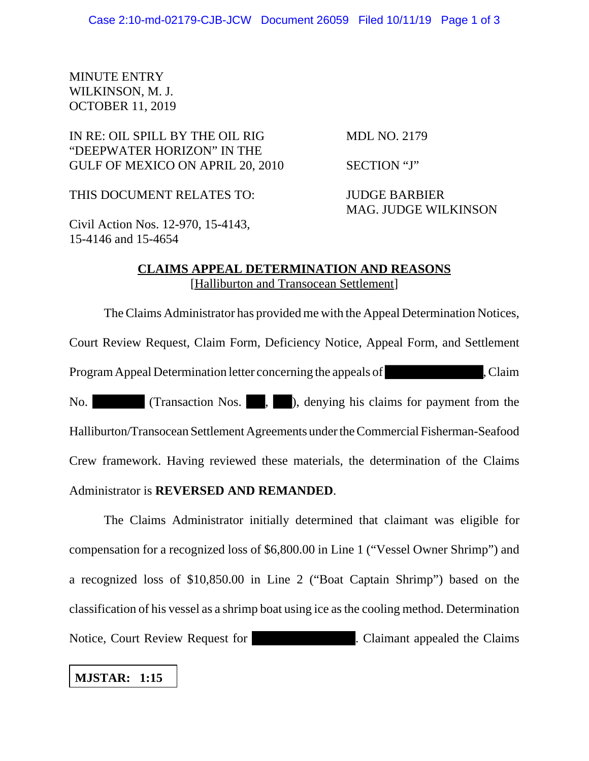MINUTE ENTRY
WILKINSON, M. J.
OCTOBER 11, 2019

| | |
|---|---|
| IN RE: OIL SPILL BY THE OIL RIG "DEEPWATER HORIZON" IN THE GULF OF MEXICO ON APRIL 20, 2010 | MDL NO. 2179 |
| | SECTION "J" |
| THIS DOCUMENT RELATES TO: | JUDGE BARBIER MAG. JUDGE WILKINSON |
| Civil Action Nos. 12-970, 15-4143, 15-4146 and 15-4654 | |

## CLAIMS APPEAL DETERMINATION AND REASONS

[Halliburton and Transocean Settlement]

The Claims Administrator has provided me with the Appeal Determination Notices, Court Review Request, Claim Form, Deficiency Notice, Appeal Form, and Settlement Program Appeal Determination letter concerning the appeals of [REDACTED], Claim No. [REDACTED] (Transaction Nos. [REDACTED], [REDACTED]), denying his claims for payment from the Halliburton/Transocean Settlement Agreements under the Commercial Fisherman-Seafood Crew framework. Having reviewed these materials, the determination of the Claims Administrator is **REVERSED AND REMANDED**.

The Claims Administrator initially determined that claimant was eligible for compensation for a recognized loss of $6,800.00 in Line 1 ("Vessel Owner Shrimp") and a recognized loss of $10,850.00 in Line 2 ("Boat Captain Shrimp") based on the classification of his vessel as a shrimp boat using ice as the cooling method. Determination Notice, Court Review Request for [REDACTED]. Claimant appealed the Claims

**MJSTAR: 1:15**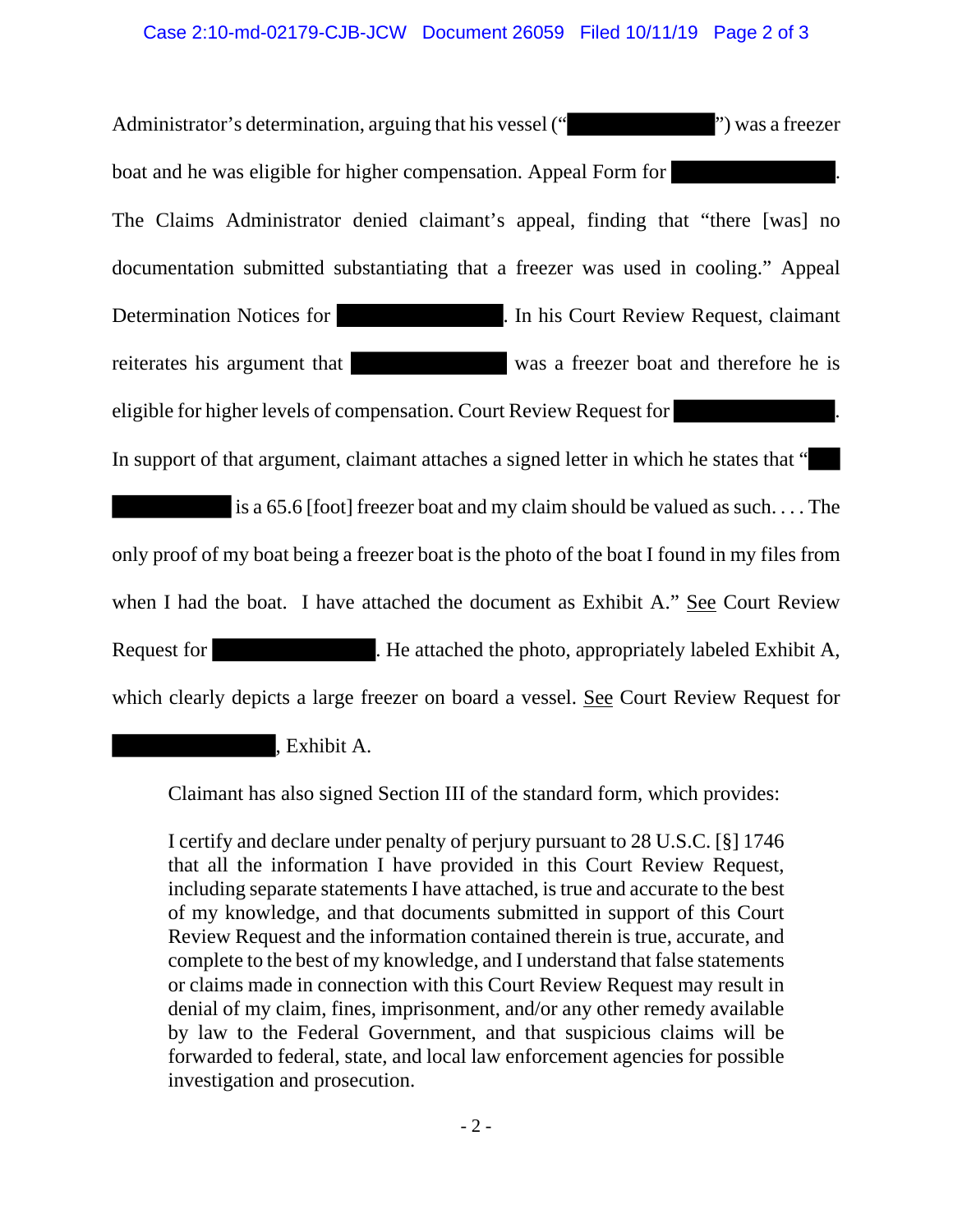Administrator's determination, arguing that his vessel ("██████████") was a freezer boat and he was eligible for higher compensation. Appeal Form for ██████████. The Claims Administrator denied claimant's appeal, finding that "there [was] no documentation submitted substantiating that a freezer was used in cooling." Appeal Determination Notices for ██████████. In his Court Review Request, claimant reiterates his argument that ██████████ was a freezer boat and therefore he is eligible for higher levels of compensation. Court Review Request for ██████████. In support of that argument, claimant attaches a signed letter in which he states that "██ ██████████ is a 65.6 [foot] freezer boat and my claim should be valued as such. . . . The only proof of my boat being a freezer boat is the photo of the boat I found in my files from when I had the boat. I have attached the document as Exhibit A." See Court Review Request for ██████████. He attached the photo, appropriately labeled Exhibit A, which clearly depicts a large freezer on board a vessel. See Court Review Request for ██████████, Exhibit A.

Claimant has also signed Section III of the standard form, which provides:

> I certify and declare under penalty of perjury pursuant to 28 U.S.C. [§] 1746 that all the information I have provided in this Court Review Request, including separate statements I have attached, is true and accurate to the best of my knowledge, and that documents submitted in support of this Court Review Request and the information contained therein is true, accurate, and complete to the best of my knowledge, and I understand that false statements or claims made in connection with this Court Review Request may result in denial of my claim, fines, imprisonment, and/or any other remedy available by law to the Federal Government, and that suspicious claims will be forwarded to federal, state, and local law enforcement agencies for possible investigation and prosecution.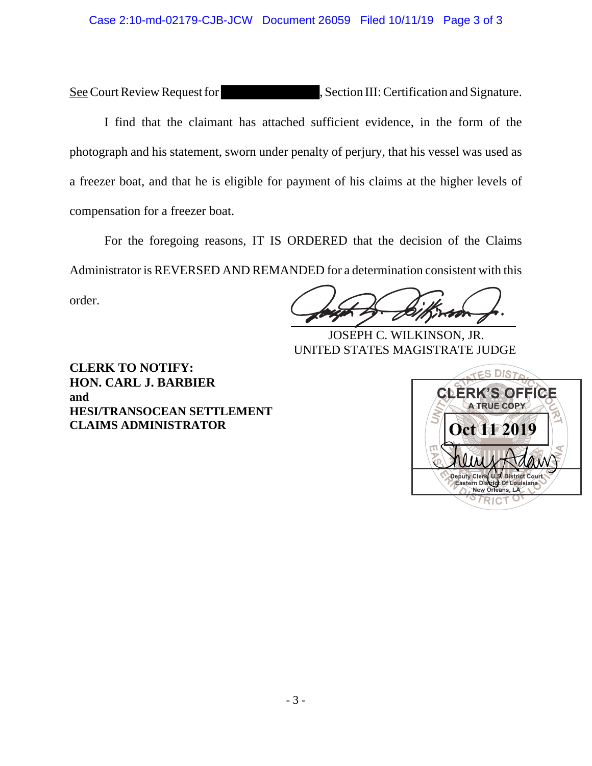See Court Review Request for \_\_\_\_\_\_\_\_\_\_\_\_\_\_\_\_, Section III: Certification and Signature.

I find that the claimant has attached sufficient evidence, in the form of the photograph and his statement, sworn under penalty of perjury, that his vessel was used as a freezer boat, and that he is eligible for payment of his claims at the higher levels of compensation for a freezer boat.

For the foregoing reasons, IT IS ORDERED that the decision of the Claims Administrator is REVERSED AND REMANDED for a determination consistent with this order.

JOSEPH C. WILKINSON, JR.
UNITED STATES MAGISTRATE JUDGE

**CLERK TO NOTIFY:**
**HON. CARL J. BARBIER**
**and**
**HESI/TRANSOCEAN SETTLEMENT CLAIMS ADMINISTRATOR**

CLERK'S OFFICE
A TRUE COPY
Oct 11 2019
Deputy Clerk, U.S. District Court
Eastern District Of Louisiana
New Orleans, LA